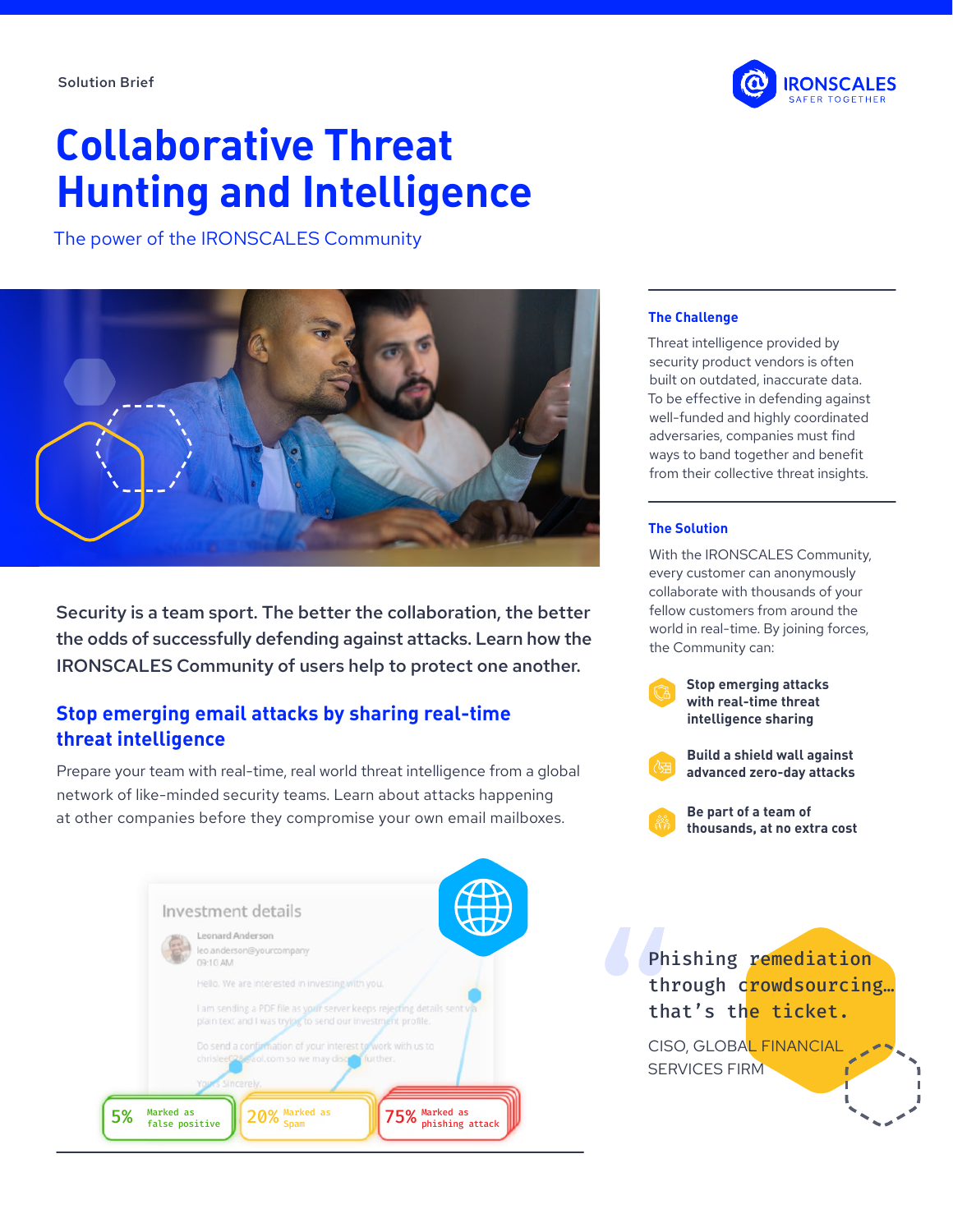Solution Brief

# Collaborative Threat Hunting and Intelligence

The power of the IRONSCALES Community

**Security is a team sport. The better the collaboration, the better the odds of successfully defending against attacks. Learn how the IRONSCALES Community of users help to protect one another.**

## Stop emerging email attacks by sharing real-time threat intelligence

Prepare your team with real-time, real world threat intelligence from a global network of like-minded security teams. Learn about attacks happening at other companies before they compromise your own email mailboxes.

### The Challenge

Threat intelligence provided by security product vendors is often built on outdated, inaccurate data. To be effective in defending against well-funded and highly coordinated adversaries, companies must find ways to band together and benefit from their collective threat insights.

### The Solution

With the IRONSCALES Community, every customer can anonymously collaborate with thousands of your fellow customers from around the world in real-time. By joining forces, the Community can:

- **Stop emerging attacks with real-time threat intelligence sharing**
- **Build a shield wall against advanced zero-day attacks**
- **Be part of a team of thousands, at no extra cost**

> Phishing remediation through crowdsourcing… that's the ticket.
>
> CISO, GLOBAL FINANCIAL SERVICES FIRM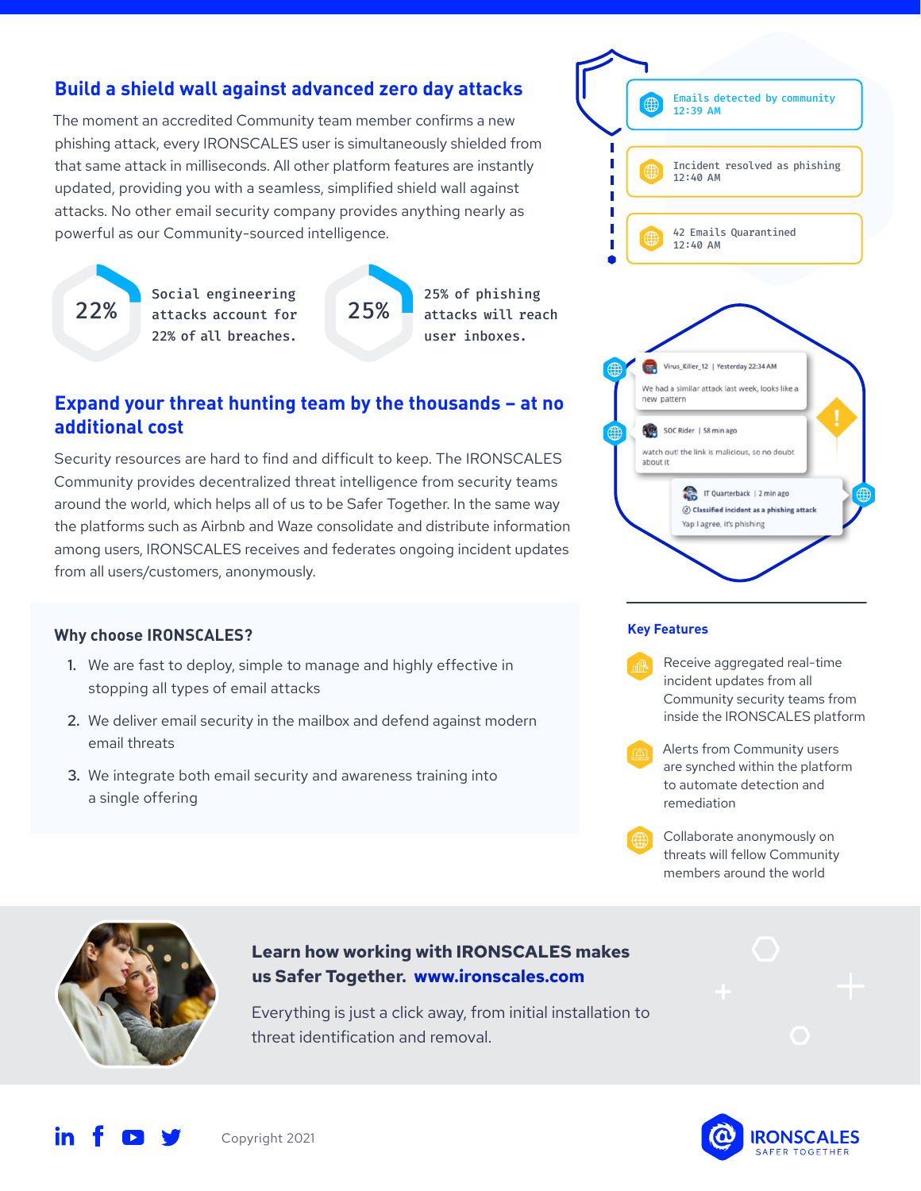## Build a shield wall against advanced zero day attacks

The moment an accredited Community team member confirms a new phishing attack, every IRONSCALES user is simultaneously shielded from that same attack in milliseconds. All other platform features are instantly updated, providing you with a seamless, simplified shield wall against attacks. No other email security company provides anything nearly as powerful as our Community-sourced intelligence.

22% Social engineering attacks account for 22% of all breaches.

25% 25% of phishing attacks will reach user inboxes.

Emails detected by community
12:39 AM

Incident resolved as phishing
12:40 AM

42 Emails Quarantined
12:40 AM

Virus_Killer_12 | Yesterday 22:34 AM
We had a similar attack last week, looks like a new pattern

SOC Rider | 58 min ago
watch out! the link is malicious, so no doubt about it

IT Quarterback | 2 min ago
Classified incident as a phishing attack
Yap I agree, it's phishing

## Expand your threat hunting team by the thousands – at no additional cost

Security resources are hard to find and difficult to keep. The IRONSCALES Community provides decentralized threat intelligence from security teams around the world, which helps all of us to be Safer Together. In the same way the platforms such as Airbnb and Waze consolidate and distribute information among users, IRONSCALES receives and federates ongoing incident updates from all users/customers, anonymously.

### Why choose IRONSCALES?

1. We are fast to deploy, simple to manage and highly effective in stopping all types of email attacks
2. We deliver email security in the mailbox and defend against modern email threats
3. We integrate both email security and awareness training into a single offering

### Key Features

- Receive aggregated real-time incident updates from all Community security teams from inside the IRONSCALES platform
- Alerts from Community users are synched within the platform to automate detection and remediation
- Collaborate anonymously on threats will fellow Community members around the world

**Learn how working with IRONSCALES makes us Safer Together. www.ironscales.com**

Everything is just a click away, from initial installation to threat identification and removal.

Copyright 2021

IRONSCALES
SAFER TOGETHER